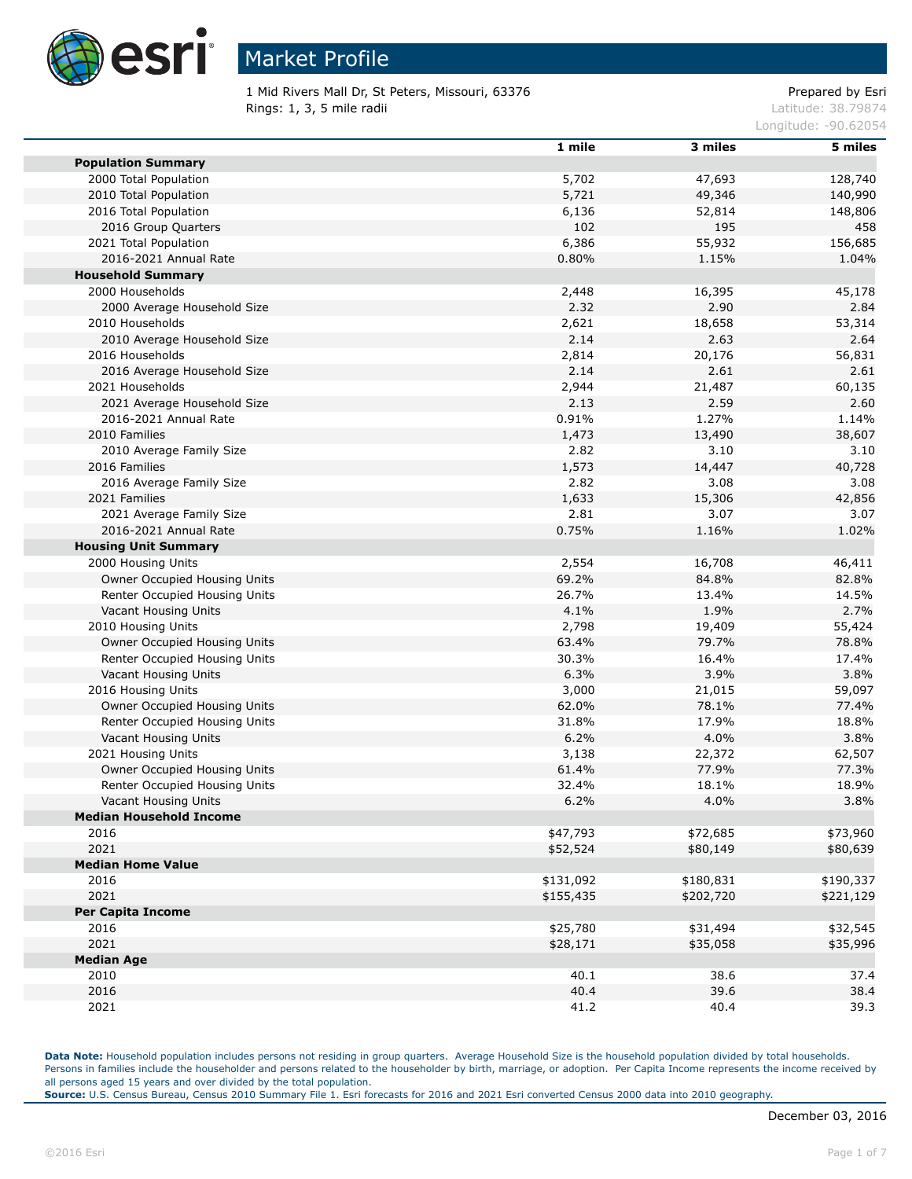# Market Profile

1 Mid Rivers Mall Dr, St Peters, Missouri, 63376
Rings: 1, 3, 5 mile radii

Prepared by Esri
Latitude: 38.79874
Longitude: -90.62054

| | 1 mile | 3 miles | 5 miles |
|---|---|---|---|
| **Population Summary** | | | |
| 2000 Total Population | 5,702 | 47,693 | 128,740 |
| 2010 Total Population | 5,721 | 49,346 | 140,990 |
| 2016 Total Population | 6,136 | 52,814 | 148,806 |
| 2016 Group Quarters | 102 | 195 | 458 |
| 2021 Total Population | 6,386 | 55,932 | 156,685 |
| 2016-2021 Annual Rate | 0.80% | 1.15% | 1.04% |
| **Household Summary** | | | |
| 2000 Households | 2,448 | 16,395 | 45,178 |
| 2000 Average Household Size | 2.32 | 2.90 | 2.84 |
| 2010 Households | 2,621 | 18,658 | 53,314 |
| 2010 Average Household Size | 2.14 | 2.63 | 2.64 |
| 2016 Households | 2,814 | 20,176 | 56,831 |
| 2016 Average Household Size | 2.14 | 2.61 | 2.61 |
| 2021 Households | 2,944 | 21,487 | 60,135 |
| 2021 Average Household Size | 2.13 | 2.59 | 2.60 |
| 2016-2021 Annual Rate | 0.91% | 1.27% | 1.14% |
| 2010 Families | 1,473 | 13,490 | 38,607 |
| 2010 Average Family Size | 2.82 | 3.10 | 3.10 |
| 2016 Families | 1,573 | 14,447 | 40,728 |
| 2016 Average Family Size | 2.82 | 3.08 | 3.08 |
| 2021 Families | 1,633 | 15,306 | 42,856 |
| 2021 Average Family Size | 2.81 | 3.07 | 3.07 |
| 2016-2021 Annual Rate | 0.75% | 1.16% | 1.02% |
| **Housing Unit Summary** | | | |
| 2000 Housing Units | 2,554 | 16,708 | 46,411 |
| Owner Occupied Housing Units | 69.2% | 84.8% | 82.8% |
| Renter Occupied Housing Units | 26.7% | 13.4% | 14.5% |
| Vacant Housing Units | 4.1% | 1.9% | 2.7% |
| 2010 Housing Units | 2,798 | 19,409 | 55,424 |
| Owner Occupied Housing Units | 63.4% | 79.7% | 78.8% |
| Renter Occupied Housing Units | 30.3% | 16.4% | 17.4% |
| Vacant Housing Units | 6.3% | 3.9% | 3.8% |
| 2016 Housing Units | 3,000 | 21,015 | 59,097 |
| Owner Occupied Housing Units | 62.0% | 78.1% | 77.4% |
| Renter Occupied Housing Units | 31.8% | 17.9% | 18.8% |
| Vacant Housing Units | 6.2% | 4.0% | 3.8% |
| 2021 Housing Units | 3,138 | 22,372 | 62,507 |
| Owner Occupied Housing Units | 61.4% | 77.9% | 77.3% |
| Renter Occupied Housing Units | 32.4% | 18.1% | 18.9% |
| Vacant Housing Units | 6.2% | 4.0% | 3.8% |
| **Median Household Income** | | | |
| 2016 | $47,793 | $72,685 | $73,960 |
| 2021 | $52,524 | $80,149 | $80,639 |
| **Median Home Value** | | | |
| 2016 | $131,092 | $180,831 | $190,337 |
| 2021 | $155,435 | $202,720 | $221,129 |
| **Per Capita Income** | | | |
| 2016 | $25,780 | $31,494 | $32,545 |
| 2021 | $28,171 | $35,058 | $35,996 |
| **Median Age** | | | |
| 2010 | 40.1 | 38.6 | 37.4 |
| 2016 | 40.4 | 39.6 | 38.4 |
| 2021 | 41.2 | 40.4 | 39.3 |

**Data Note:** Household population includes persons not residing in group quarters. Average Household Size is the household population divided by total households. Persons in families include the householder and persons related to the householder by birth, marriage, or adoption. Per Capita Income represents the income received by all persons aged 15 years and over divided by the total population.
**Source:** U.S. Census Bureau, Census 2010 Summary File 1. Esri forecasts for 2016 and 2021 Esri converted Census 2000 data into 2010 geography.

December 03, 2016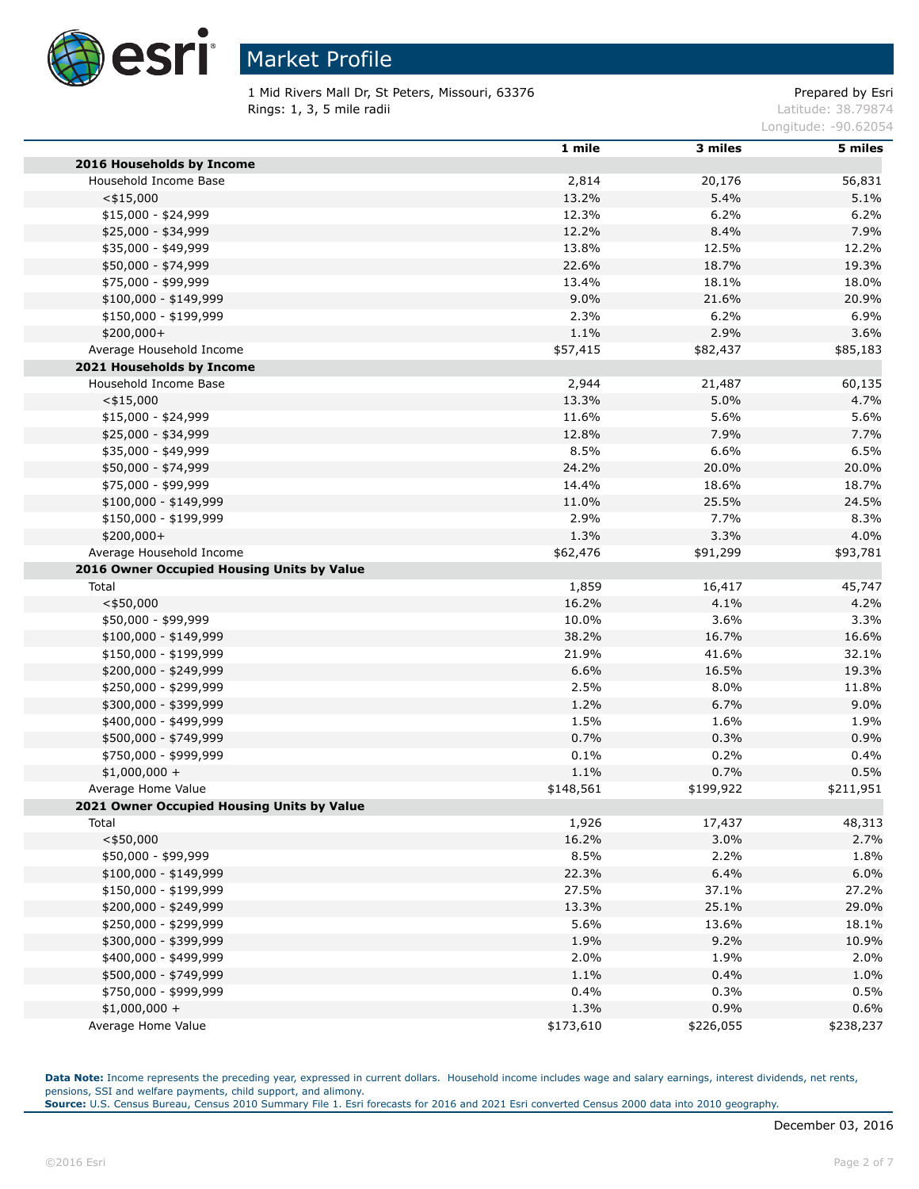# Market Profile

1 Mid Rivers Mall Dr, St Peters, Missouri, 63376
Rings: 1, 3, 5 mile radii

Prepared by Esri
Latitude: 38.79874
Longitude: -90.62054

| | 1 mile | 3 miles | 5 miles |
|---|---|---|---|
| **2016 Households by Income** | | | |
| Household Income Base | 2,814 | 20,176 | 56,831 |
| <$15,000 | 13.2% | 5.4% | 5.1% |
| $15,000 - $24,999 | 12.3% | 6.2% | 6.2% |
| $25,000 - $34,999 | 12.2% | 8.4% | 7.9% |
| $35,000 - $49,999 | 13.8% | 12.5% | 12.2% |
| $50,000 - $74,999 | 22.6% | 18.7% | 19.3% |
| $75,000 - $99,999 | 13.4% | 18.1% | 18.0% |
| $100,000 - $149,999 | 9.0% | 21.6% | 20.9% |
| $150,000 - $199,999 | 2.3% | 6.2% | 6.9% |
| $200,000+ | 1.1% | 2.9% | 3.6% |
| Average Household Income | $57,415 | $82,437 | $85,183 |
| **2021 Households by Income** | | | |
| Household Income Base | 2,944 | 21,487 | 60,135 |
| <$15,000 | 13.3% | 5.0% | 4.7% |
| $15,000 - $24,999 | 11.6% | 5.6% | 5.6% |
| $25,000 - $34,999 | 12.8% | 7.9% | 7.7% |
| $35,000 - $49,999 | 8.5% | 6.6% | 6.5% |
| $50,000 - $74,999 | 24.2% | 20.0% | 20.0% |
| $75,000 - $99,999 | 14.4% | 18.6% | 18.7% |
| $100,000 - $149,999 | 11.0% | 25.5% | 24.5% |
| $150,000 - $199,999 | 2.9% | 7.7% | 8.3% |
| $200,000+ | 1.3% | 3.3% | 4.0% |
| Average Household Income | $62,476 | $91,299 | $93,781 |
| **2016 Owner Occupied Housing Units by Value** | | | |
| Total | 1,859 | 16,417 | 45,747 |
| <$50,000 | 16.2% | 4.1% | 4.2% |
| $50,000 - $99,999 | 10.0% | 3.6% | 3.3% |
| $100,000 - $149,999 | 38.2% | 16.7% | 16.6% |
| $150,000 - $199,999 | 21.9% | 41.6% | 32.1% |
| $200,000 - $249,999 | 6.6% | 16.5% | 19.3% |
| $250,000 - $299,999 | 2.5% | 8.0% | 11.8% |
| $300,000 - $399,999 | 1.2% | 6.7% | 9.0% |
| $400,000 - $499,999 | 1.5% | 1.6% | 1.9% |
| $500,000 - $749,999 | 0.7% | 0.3% | 0.9% |
| $750,000 - $999,999 | 0.1% | 0.2% | 0.4% |
| $1,000,000 + | 1.1% | 0.7% | 0.5% |
| Average Home Value | $148,561 | $199,922 | $211,951 |
| **2021 Owner Occupied Housing Units by Value** | | | |
| Total | 1,926 | 17,437 | 48,313 |
| <$50,000 | 16.2% | 3.0% | 2.7% |
| $50,000 - $99,999 | 8.5% | 2.2% | 1.8% |
| $100,000 - $149,999 | 22.3% | 6.4% | 6.0% |
| $150,000 - $199,999 | 27.5% | 37.1% | 27.2% |
| $200,000 - $249,999 | 13.3% | 25.1% | 29.0% |
| $250,000 - $299,999 | 5.6% | 13.6% | 18.1% |
| $300,000 - $399,999 | 1.9% | 9.2% | 10.9% |
| $400,000 - $499,999 | 2.0% | 1.9% | 2.0% |
| $500,000 - $749,999 | 1.1% | 0.4% | 1.0% |
| $750,000 - $999,999 | 0.4% | 0.3% | 0.5% |
| $1,000,000 + | 1.3% | 0.9% | 0.6% |
| Average Home Value | $173,610 | $226,055 | $238,237 |

**Data Note:** Income represents the preceding year, expressed in current dollars. Household income includes wage and salary earnings, interest dividends, net rents, pensions, SSI and welfare payments, child support, and alimony.
**Source:** U.S. Census Bureau, Census 2010 Summary File 1. Esri forecasts for 2016 and 2021 Esri converted Census 2000 data into 2010 geography.

December 03, 2016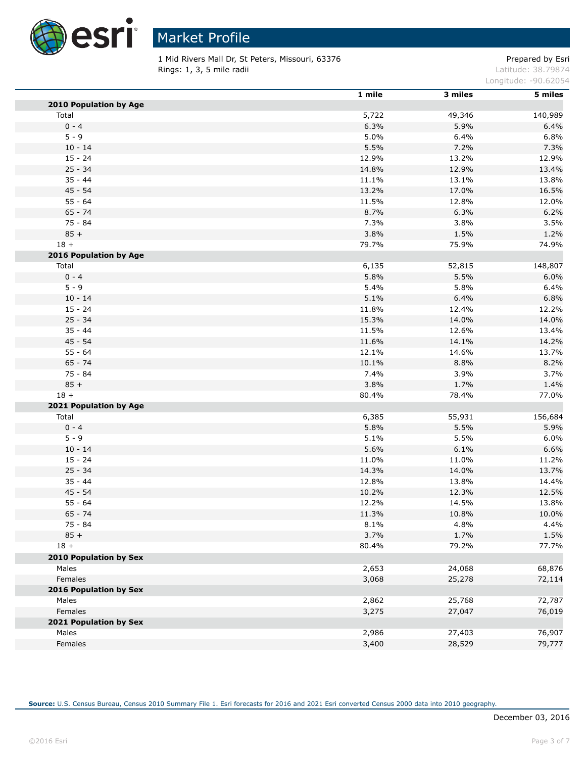# Market Profile

1 Mid Rivers Mall Dr, St Peters, Missouri, 63376
Rings: 1, 3, 5 mile radii

Prepared by Esri
Latitude: 38.79874
Longitude: -90.62054

| | 1 mile | 3 miles | 5 miles |
|---|---|---|---|
| **2010 Population by Age** | | | |
| Total | 5,722 | 49,346 | 140,989 |
| 0 - 4 | 6.3% | 5.9% | 6.4% |
| 5 - 9 | 5.0% | 6.4% | 6.8% |
| 10 - 14 | 5.5% | 7.2% | 7.3% |
| 15 - 24 | 12.9% | 13.2% | 12.9% |
| 25 - 34 | 14.8% | 12.9% | 13.4% |
| 35 - 44 | 11.1% | 13.1% | 13.8% |
| 45 - 54 | 13.2% | 17.0% | 16.5% |
| 55 - 64 | 11.5% | 12.8% | 12.0% |
| 65 - 74 | 8.7% | 6.3% | 6.2% |
| 75 - 84 | 7.3% | 3.8% | 3.5% |
| 85 + | 3.8% | 1.5% | 1.2% |
| 18 + | 79.7% | 75.9% | 74.9% |
| **2016 Population by Age** | | | |
| Total | 6,135 | 52,815 | 148,807 |
| 0 - 4 | 5.8% | 5.5% | 6.0% |
| 5 - 9 | 5.4% | 5.8% | 6.4% |
| 10 - 14 | 5.1% | 6.4% | 6.8% |
| 15 - 24 | 11.8% | 12.4% | 12.2% |
| 25 - 34 | 15.3% | 14.0% | 14.0% |
| 35 - 44 | 11.5% | 12.6% | 13.4% |
| 45 - 54 | 11.6% | 14.1% | 14.2% |
| 55 - 64 | 12.1% | 14.6% | 13.7% |
| 65 - 74 | 10.1% | 8.8% | 8.2% |
| 75 - 84 | 7.4% | 3.9% | 3.7% |
| 85 + | 3.8% | 1.7% | 1.4% |
| 18 + | 80.4% | 78.4% | 77.0% |
| **2021 Population by Age** | | | |
| Total | 6,385 | 55,931 | 156,684 |
| 0 - 4 | 5.8% | 5.5% | 5.9% |
| 5 - 9 | 5.1% | 5.5% | 6.0% |
| 10 - 14 | 5.6% | 6.1% | 6.6% |
| 15 - 24 | 11.0% | 11.0% | 11.2% |
| 25 - 34 | 14.3% | 14.0% | 13.7% |
| 35 - 44 | 12.8% | 13.8% | 14.4% |
| 45 - 54 | 10.2% | 12.3% | 12.5% |
| 55 - 64 | 12.2% | 14.5% | 13.8% |
| 65 - 74 | 11.3% | 10.8% | 10.0% |
| 75 - 84 | 8.1% | 4.8% | 4.4% |
| 85 + | 3.7% | 1.7% | 1.5% |
| 18 + | 80.4% | 79.2% | 77.7% |
| **2010 Population by Sex** | | | |
| Males | 2,653 | 24,068 | 68,876 |
| Females | 3,068 | 25,278 | 72,114 |
| **2016 Population by Sex** | | | |
| Males | 2,862 | 25,768 | 72,787 |
| Females | 3,275 | 27,047 | 76,019 |
| **2021 Population by Sex** | | | |
| Males | 2,986 | 27,403 | 76,907 |
| Females | 3,400 | 28,529 | 79,777 |

**Source:** U.S. Census Bureau, Census 2010 Summary File 1. Esri forecasts for 2016 and 2021 Esri converted Census 2000 data into 2010 geography.

December 03, 2016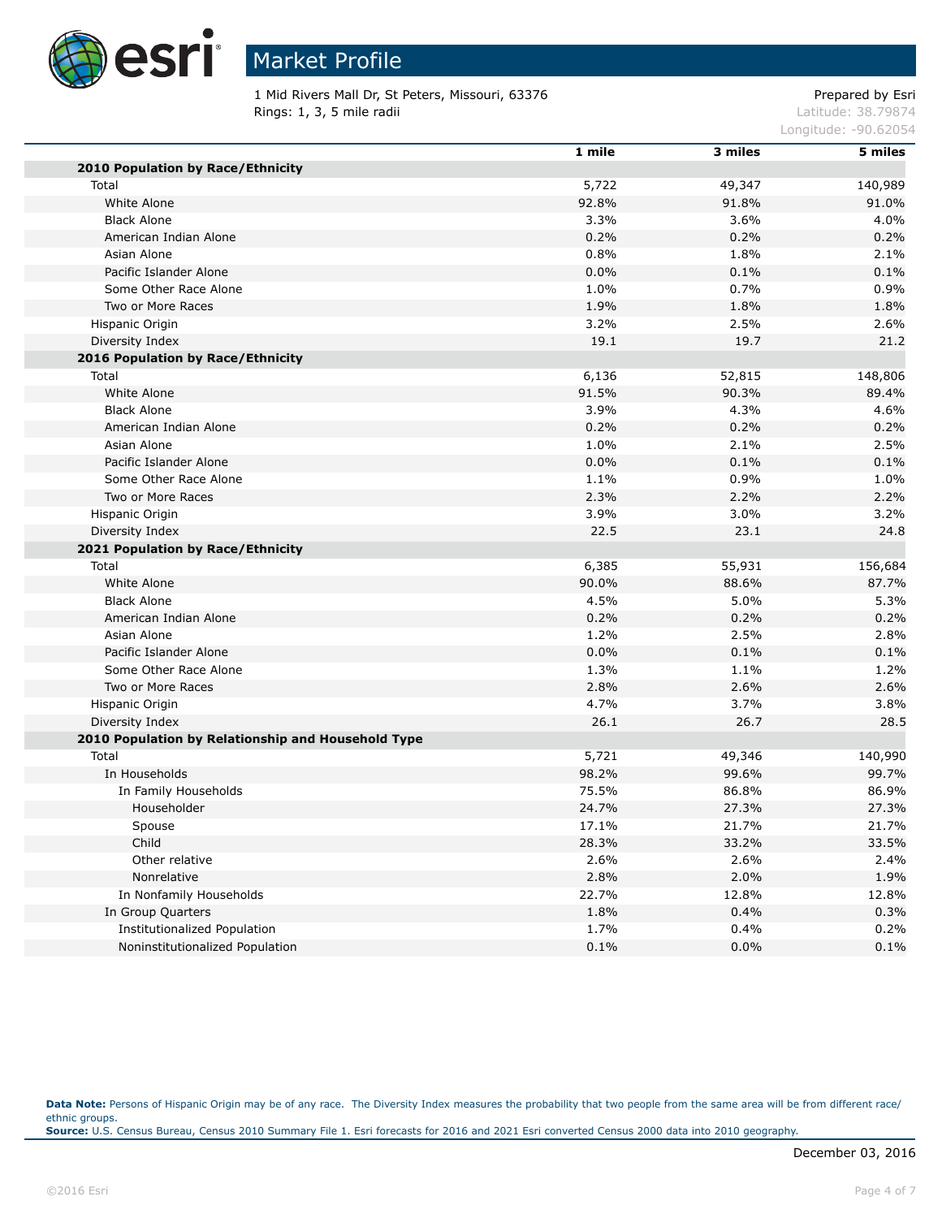# Market Profile

1 Mid Rivers Mall Dr, St Peters, Missouri, 63376
Rings: 1, 3, 5 mile radii

Prepared by Esri
Latitude: 38.79874
Longitude: -90.62054

| | 1 mile | 3 miles | 5 miles |
|---|---|---|---|
| **2010 Population by Race/Ethnicity** | | | |
| Total | 5,722 | 49,347 | 140,989 |
| White Alone | 92.8% | 91.8% | 91.0% |
| Black Alone | 3.3% | 3.6% | 4.0% |
| American Indian Alone | 0.2% | 0.2% | 0.2% |
| Asian Alone | 0.8% | 1.8% | 2.1% |
| Pacific Islander Alone | 0.0% | 0.1% | 0.1% |
| Some Other Race Alone | 1.0% | 0.7% | 0.9% |
| Two or More Races | 1.9% | 1.8% | 1.8% |
| Hispanic Origin | 3.2% | 2.5% | 2.6% |
| Diversity Index | 19.1 | 19.7 | 21.2 |
| **2016 Population by Race/Ethnicity** | | | |
| Total | 6,136 | 52,815 | 148,806 |
| White Alone | 91.5% | 90.3% | 89.4% |
| Black Alone | 3.9% | 4.3% | 4.6% |
| American Indian Alone | 0.2% | 0.2% | 0.2% |
| Asian Alone | 1.0% | 2.1% | 2.5% |
| Pacific Islander Alone | 0.0% | 0.1% | 0.1% |
| Some Other Race Alone | 1.1% | 0.9% | 1.0% |
| Two or More Races | 2.3% | 2.2% | 2.2% |
| Hispanic Origin | 3.9% | 3.0% | 3.2% |
| Diversity Index | 22.5 | 23.1 | 24.8 |
| **2021 Population by Race/Ethnicity** | | | |
| Total | 6,385 | 55,931 | 156,684 |
| White Alone | 90.0% | 88.6% | 87.7% |
| Black Alone | 4.5% | 5.0% | 5.3% |
| American Indian Alone | 0.2% | 0.2% | 0.2% |
| Asian Alone | 1.2% | 2.5% | 2.8% |
| Pacific Islander Alone | 0.0% | 0.1% | 0.1% |
| Some Other Race Alone | 1.3% | 1.1% | 1.2% |
| Two or More Races | 2.8% | 2.6% | 2.6% |
| Hispanic Origin | 4.7% | 3.7% | 3.8% |
| Diversity Index | 26.1 | 26.7 | 28.5 |
| **2010 Population by Relationship and Household Type** | | | |
| Total | 5,721 | 49,346 | 140,990 |
| In Households | 98.2% | 99.6% | 99.7% |
| In Family Households | 75.5% | 86.8% | 86.9% |
| Householder | 24.7% | 27.3% | 27.3% |
| Spouse | 17.1% | 21.7% | 21.7% |
| Child | 28.3% | 33.2% | 33.5% |
| Other relative | 2.6% | 2.6% | 2.4% |
| Nonrelative | 2.8% | 2.0% | 1.9% |
| In Nonfamily Households | 22.7% | 12.8% | 12.8% |
| In Group Quarters | 1.8% | 0.4% | 0.3% |
| Institutionalized Population | 1.7% | 0.4% | 0.2% |
| Noninstitutionalized Population | 0.1% | 0.0% | 0.1% |

**Data Note:** Persons of Hispanic Origin may be of any race. The Diversity Index measures the probability that two people from the same area will be from different race/ethnic groups.
**Source:** U.S. Census Bureau, Census 2010 Summary File 1. Esri forecasts for 2016 and 2021 Esri converted Census 2000 data into 2010 geography.

December 03, 2016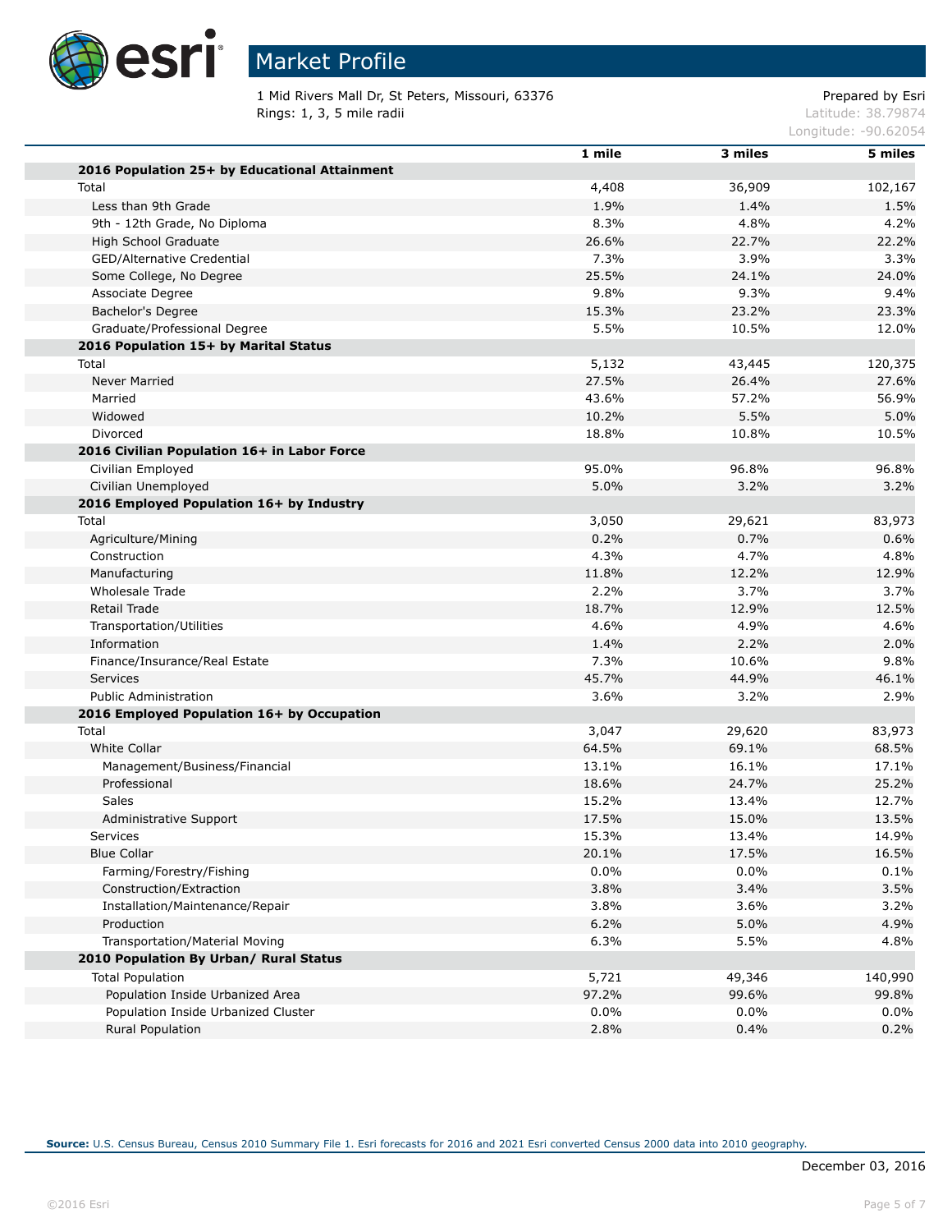# Market Profile

1 Mid Rivers Mall Dr, St Peters, Missouri, 63376
Rings: 1, 3, 5 mile radii

Prepared by Esri
Latitude: 38.79874
Longitude: -90.62054

| | 1 mile | 3 miles | 5 miles |
|---|---|---|---|
| **2016 Population 25+ by Educational Attainment** | | | |
| Total | 4,408 | 36,909 | 102,167 |
| Less than 9th Grade | 1.9% | 1.4% | 1.5% |
| 9th - 12th Grade, No Diploma | 8.3% | 4.8% | 4.2% |
| High School Graduate | 26.6% | 22.7% | 22.2% |
| GED/Alternative Credential | 7.3% | 3.9% | 3.3% |
| Some College, No Degree | 25.5% | 24.1% | 24.0% |
| Associate Degree | 9.8% | 9.3% | 9.4% |
| Bachelor's Degree | 15.3% | 23.2% | 23.3% |
| Graduate/Professional Degree | 5.5% | 10.5% | 12.0% |
| **2016 Population 15+ by Marital Status** | | | |
| Total | 5,132 | 43,445 | 120,375 |
| Never Married | 27.5% | 26.4% | 27.6% |
| Married | 43.6% | 57.2% | 56.9% |
| Widowed | 10.2% | 5.5% | 5.0% |
| Divorced | 18.8% | 10.8% | 10.5% |
| **2016 Civilian Population 16+ in Labor Force** | | | |
| Civilian Employed | 95.0% | 96.8% | 96.8% |
| Civilian Unemployed | 5.0% | 3.2% | 3.2% |
| **2016 Employed Population 16+ by Industry** | | | |
| Total | 3,050 | 29,621 | 83,973 |
| Agriculture/Mining | 0.2% | 0.7% | 0.6% |
| Construction | 4.3% | 4.7% | 4.8% |
| Manufacturing | 11.8% | 12.2% | 12.9% |
| Wholesale Trade | 2.2% | 3.7% | 3.7% |
| Retail Trade | 18.7% | 12.9% | 12.5% |
| Transportation/Utilities | 4.6% | 4.9% | 4.6% |
| Information | 1.4% | 2.2% | 2.0% |
| Finance/Insurance/Real Estate | 7.3% | 10.6% | 9.8% |
| Services | 45.7% | 44.9% | 46.1% |
| Public Administration | 3.6% | 3.2% | 2.9% |
| **2016 Employed Population 16+ by Occupation** | | | |
| Total | 3,047 | 29,620 | 83,973 |
| White Collar | 64.5% | 69.1% | 68.5% |
| Management/Business/Financial | 13.1% | 16.1% | 17.1% |
| Professional | 18.6% | 24.7% | 25.2% |
| Sales | 15.2% | 13.4% | 12.7% |
| Administrative Support | 17.5% | 15.0% | 13.5% |
| Services | 15.3% | 13.4% | 14.9% |
| Blue Collar | 20.1% | 17.5% | 16.5% |
| Farming/Forestry/Fishing | 0.0% | 0.0% | 0.1% |
| Construction/Extraction | 3.8% | 3.4% | 3.5% |
| Installation/Maintenance/Repair | 3.8% | 3.6% | 3.2% |
| Production | 6.2% | 5.0% | 4.9% |
| Transportation/Material Moving | 6.3% | 5.5% | 4.8% |
| **2010 Population By Urban/ Rural Status** | | | |
| Total Population | 5,721 | 49,346 | 140,990 |
| Population Inside Urbanized Area | 97.2% | 99.6% | 99.8% |
| Population Inside Urbanized Cluster | 0.0% | 0.0% | 0.0% |
| Rural Population | 2.8% | 0.4% | 0.2% |

**Source:** U.S. Census Bureau, Census 2010 Summary File 1. Esri forecasts for 2016 and 2021 Esri converted Census 2000 data into 2010 geography.

December 03, 2016

©2016 Esri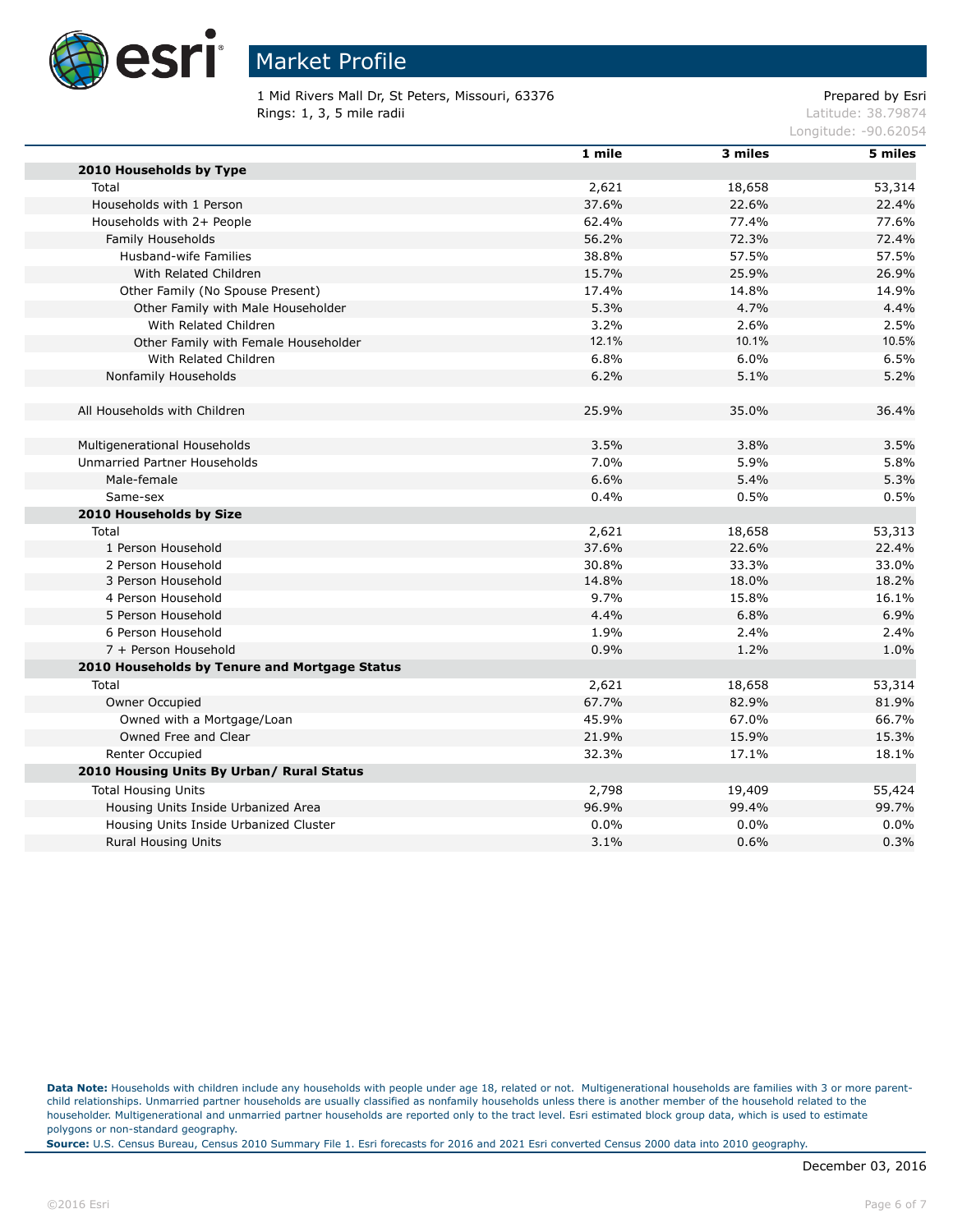# Market Profile

1 Mid Rivers Mall Dr, St Peters, Missouri, 63376
Rings: 1, 3, 5 mile radii

Prepared by Esri
Latitude: 38.79874
Longitude: -90.62054

| | 1 mile | 3 miles | 5 miles |
|---|---|---|---|
| **2010 Households by Type** | | | |
| Total | 2,621 | 18,658 | 53,314 |
| Households with 1 Person | 37.6% | 22.6% | 22.4% |
| Households with 2+ People | 62.4% | 77.4% | 77.6% |
| Family Households | 56.2% | 72.3% | 72.4% |
| Husband-wife Families | 38.8% | 57.5% | 57.5% |
| With Related Children | 15.7% | 25.9% | 26.9% |
| Other Family (No Spouse Present) | 17.4% | 14.8% | 14.9% |
| Other Family with Male Householder | 5.3% | 4.7% | 4.4% |
| With Related Children | 3.2% | 2.6% | 2.5% |
| Other Family with Female Householder | 12.1% | 10.1% | 10.5% |
| With Related Children | 6.8% | 6.0% | 6.5% |
| Nonfamily Households | 6.2% | 5.1% | 5.2% |
| | | | |
| All Households with Children | 25.9% | 35.0% | 36.4% |
| | | | |
| Multigenerational Households | 3.5% | 3.8% | 3.5% |
| Unmarried Partner Households | 7.0% | 5.9% | 5.8% |
| Male-female | 6.6% | 5.4% | 5.3% |
| Same-sex | 0.4% | 0.5% | 0.5% |
| **2010 Households by Size** | | | |
| Total | 2,621 | 18,658 | 53,313 |
| 1 Person Household | 37.6% | 22.6% | 22.4% |
| 2 Person Household | 30.8% | 33.3% | 33.0% |
| 3 Person Household | 14.8% | 18.0% | 18.2% |
| 4 Person Household | 9.7% | 15.8% | 16.1% |
| 5 Person Household | 4.4% | 6.8% | 6.9% |
| 6 Person Household | 1.9% | 2.4% | 2.4% |
| 7 + Person Household | 0.9% | 1.2% | 1.0% |
| **2010 Households by Tenure and Mortgage Status** | | | |
| Total | 2,621 | 18,658 | 53,314 |
| Owner Occupied | 67.7% | 82.9% | 81.9% |
| Owned with a Mortgage/Loan | 45.9% | 67.0% | 66.7% |
| Owned Free and Clear | 21.9% | 15.9% | 15.3% |
| Renter Occupied | 32.3% | 17.1% | 18.1% |
| **2010 Housing Units By Urban/ Rural Status** | | | |
| Total Housing Units | 2,798 | 19,409 | 55,424 |
| Housing Units Inside Urbanized Area | 96.9% | 99.4% | 99.7% |
| Housing Units Inside Urbanized Cluster | 0.0% | 0.0% | 0.0% |
| Rural Housing Units | 3.1% | 0.6% | 0.3% |

**Data Note:** Households with children include any households with people under age 18, related or not. Multigenerational households are families with 3 or more parent-child relationships. Unmarried partner households are usually classified as nonfamily households unless there is another member of the household related to the householder. Multigenerational and unmarried partner households are reported only to the tract level. Esri estimated block group data, which is used to estimate polygons or non-standard geography.

**Source:** U.S. Census Bureau, Census 2010 Summary File 1. Esri forecasts for 2016 and 2021 Esri converted Census 2000 data into 2010 geography.

December 03, 2016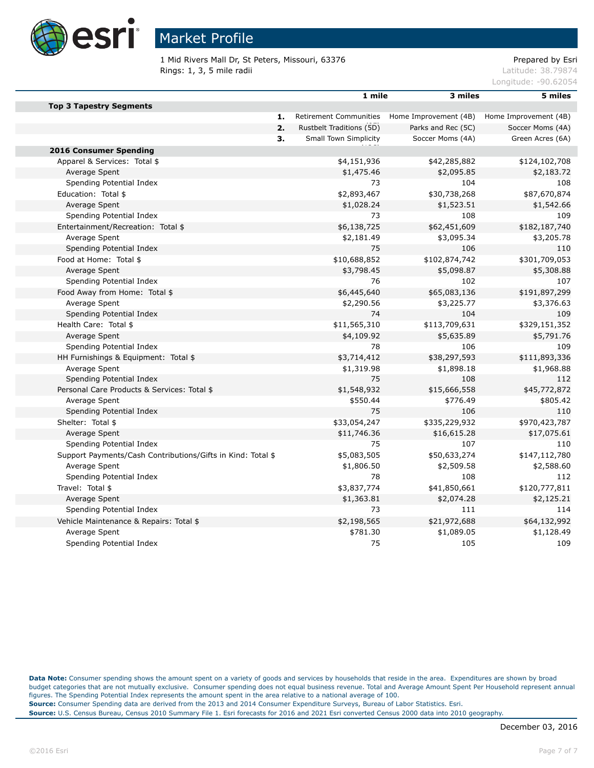# Market Profile

1 Mid Rivers Mall Dr, St Peters, Missouri, 63376
Rings: 1, 3, 5 mile radii

Prepared by Esri
Latitude: 38.79874
Longitude: -90.62054

| | 1 mile | 3 miles | 5 miles |
|---|---|---|---|
| **Top 3 Tapestry Segments** | | | |
| 1. | Retirement Communities | Home Improvement (4B) | Home Improvement (4B) |
| 2. | Rustbelt Traditions (5D) | Parks and Rec (5C) | Soccer Moms (4A) |
| 3. | Small Town Simplicity | Soccer Moms (4A) | Green Acres (6A) |
| **2016 Consumer Spending** | | | |
| Apparel & Services: Total $ | $4,151,936 | $42,285,882 | $124,102,708 |
| Average Spent | $1,475.46 | $2,095.85 | $2,183.72 |
| Spending Potential Index | 73 | 104 | 108 |
| Education: Total $ | $2,893,467 | $30,738,268 | $87,670,874 |
| Average Spent | $1,028.24 | $1,523.51 | $1,542.66 |
| Spending Potential Index | 73 | 108 | 109 |
| Entertainment/Recreation: Total $ | $6,138,725 | $62,451,609 | $182,187,740 |
| Average Spent | $2,181.49 | $3,095.34 | $3,205.78 |
| Spending Potential Index | 75 | 106 | 110 |
| Food at Home: Total $ | $10,688,852 | $102,874,742 | $301,709,053 |
| Average Spent | $3,798.45 | $5,098.87 | $5,308.88 |
| Spending Potential Index | 76 | 102 | 107 |
| Food Away from Home: Total $ | $6,445,640 | $65,083,136 | $191,897,299 |
| Average Spent | $2,290.56 | $3,225.77 | $3,376.63 |
| Spending Potential Index | 74 | 104 | 109 |
| Health Care: Total $ | $11,565,310 | $113,709,631 | $329,151,352 |
| Average Spent | $4,109.92 | $5,635.89 | $5,791.76 |
| Spending Potential Index | 78 | 106 | 109 |
| HH Furnishings & Equipment: Total $ | $3,714,412 | $38,297,593 | $111,893,336 |
| Average Spent | $1,319.98 | $1,898.18 | $1,968.88 |
| Spending Potential Index | 75 | 108 | 112 |
| Personal Care Products & Services: Total $ | $1,548,932 | $15,666,558 | $45,772,872 |
| Average Spent | $550.44 | $776.49 | $805.42 |
| Spending Potential Index | 75 | 106 | 110 |
| Shelter: Total $ | $33,054,247 | $335,229,932 | $970,423,787 |
| Average Spent | $11,746.36 | $16,615.28 | $17,075.61 |
| Spending Potential Index | 75 | 107 | 110 |
| Support Payments/Cash Contributions/Gifts in Kind: Total $ | $5,083,505 | $50,633,274 | $147,112,780 |
| Average Spent | $1,806.50 | $2,509.58 | $2,588.60 |
| Spending Potential Index | 78 | 108 | 112 |
| Travel: Total $ | $3,837,774 | $41,850,661 | $120,777,811 |
| Average Spent | $1,363.81 | $2,074.28 | $2,125.21 |
| Spending Potential Index | 73 | 111 | 114 |
| Vehicle Maintenance & Repairs: Total $ | $2,198,565 | $21,972,688 | $64,132,992 |
| Average Spent | $781.30 | $1,089.05 | $1,128.49 |
| Spending Potential Index | 75 | 105 | 109 |

**Data Note:** Consumer spending shows the amount spent on a variety of goods and services by households that reside in the area. Expenditures are shown by broad budget categories that are not mutually exclusive. Consumer spending does not equal business revenue. Total and Average Amount Spent Per Household represent annual figures. The Spending Potential Index represents the amount spent in the area relative to a national average of 100.
**Source:** Consumer Spending data are derived from the 2013 and 2014 Consumer Expenditure Surveys, Bureau of Labor Statistics. Esri.
**Source:** U.S. Census Bureau, Census 2010 Summary File 1. Esri forecasts for 2016 and 2021 Esri converted Census 2000 data into 2010 geography.

December 03, 2016